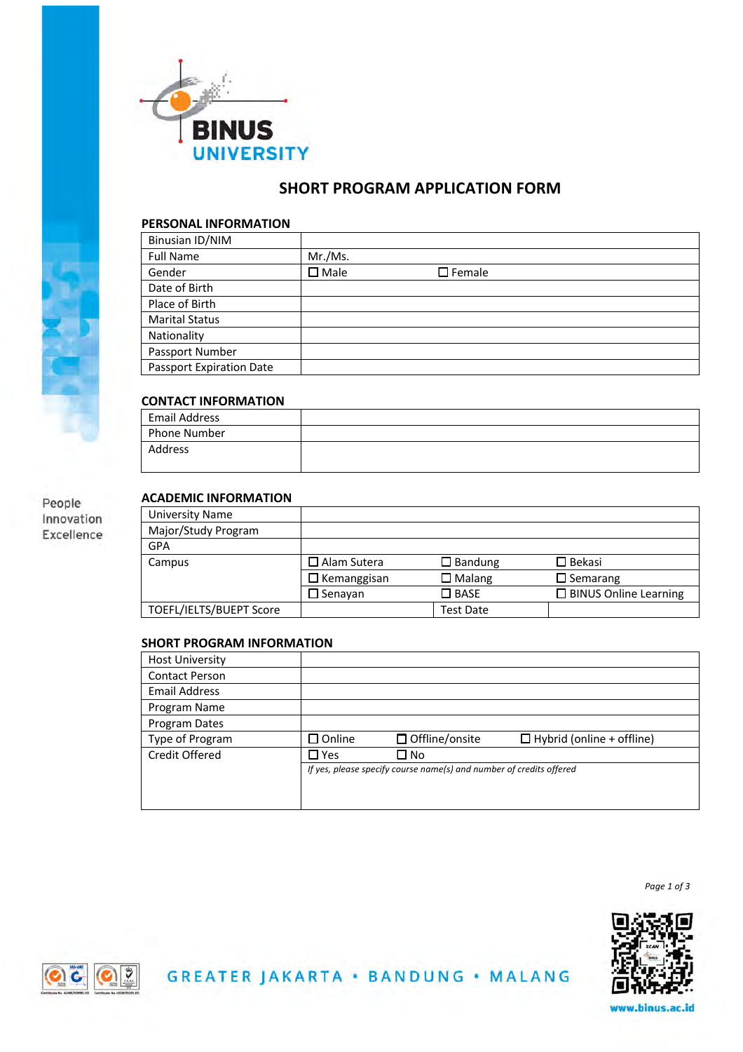BINUS UNIVERSITY

# SHORT PROGRAM APPLICATION FORM

## PERSONAL INFORMATION

| | |
|---|---|
| Binusian ID/NIM | |
| Full Name | Mr./Ms. |
| Gender | ☐ Male ☐ Female |
| Date of Birth | |
| Place of Birth | |
| Marital Status | |
| Nationality | |
| Passport Number | |
| Passport Expiration Date | |

## CONTACT INFORMATION

| | |
|---|---|
| Email Address | |
| Phone Number | |
| Address | |

People
Innovation
Excellence

## ACADEMIC INFORMATION

| | | | |
|---|---|---|---|
| University Name | | | |
| Major/Study Program | | | |
| GPA | | | |
| Campus | ☐ Alam Sutera | ☐ Bandung | ☐ Bekasi |
| | ☐ Kemanggisan | ☐ Malang | ☐ Semarang |
| | ☐ Senayan | ☐ BASE | ☐ BINUS Online Learning |
| TOEFL/IELTS/BUEPT Score | | Test Date | |

## SHORT PROGRAM INFORMATION

| | | | |
|---|---|---|---|
| Host University | | | |
| Contact Person | | | |
| Email Address | | | |
| Program Name | | | |
| Program Dates | | | |
| Type of Program | ☐ Online | ☐ Offline/onsite | ☐ Hybrid (online + offline) |
| Credit Offered | ☐ Yes | ☐ No | |
| | *If yes, please specify course name(s) and number of credits offered* | | |

GREATER JAKARTA • BANDUNG • MALANG

www.binus.ac.id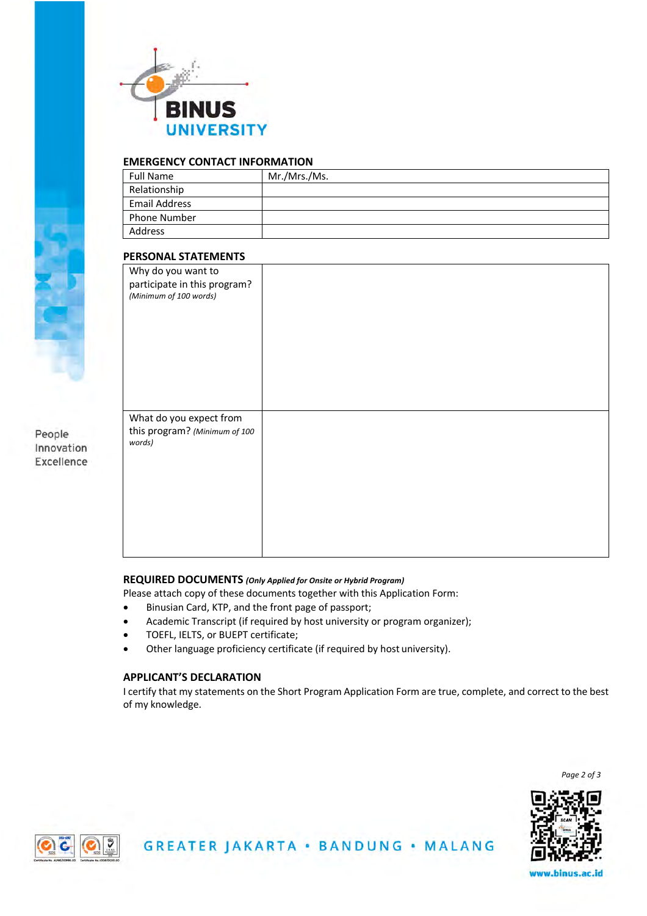## EMERGENCY CONTACT INFORMATION

| Full Name | Mr./Mrs./Ms. |
|---|---|
| Relationship | |
| Email Address | |
| Phone Number | |
| Address | |

## PERSONAL STATEMENTS

| Why do you want to participate in this program? *(Minimum of 100 words)* | |
|---|---|
| What do you expect from this program? *(Minimum of 100 words)* | |

## REQUIRED DOCUMENTS *(Only Applied for Onsite or Hybrid Program)*

Please attach copy of these documents together with this Application Form:

- Binusian Card, KTP, and the front page of passport;
- Academic Transcript (if required by host university or program organizer);
- TOEFL, IELTS, or BUEPT certificate;
- Other language proficiency certificate (if required by host university).

## APPLICANT'S DECLARATION

I certify that my statements on the Short Program Application Form are true, complete, and correct to the best of my knowledge.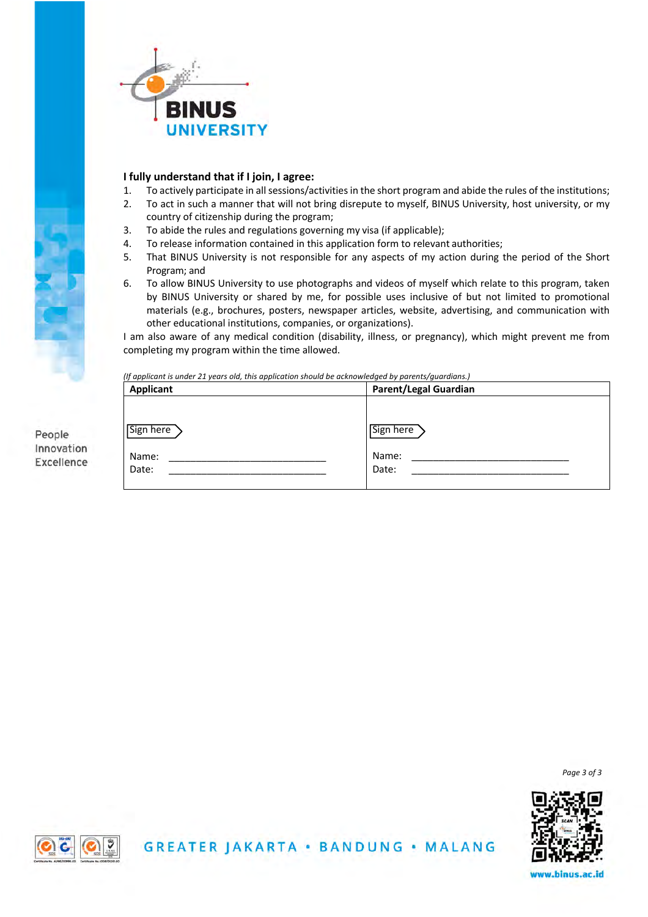**I fully understand that if I join, I agree:**

1. To actively participate in all sessions/activities in the short program and abide the rules of the institutions;
2. To act in such a manner that will not bring disrepute to myself, BINUS University, host university, or my country of citizenship during the program;
3. To abide the rules and regulations governing my visa (if applicable);
4. To release information contained in this application form to relevant authorities;
5. That BINUS University is not responsible for any aspects of my action during the period of the Short Program; and
6. To allow BINUS University to use photographs and videos of myself which relate to this program, taken by BINUS University or shared by me, for possible uses inclusive of but not limited to promotional materials (e.g., brochures, posters, newspaper articles, website, advertising, and communication with other educational institutions, companies, or organizations).

I am also aware of any medical condition (disability, illness, or pregnancy), which might prevent me from completing my program within the time allowed.

*(If applicant is under 21 years old, this application should be acknowledged by parents/guardians.)*

| **Applicant** | **Parent/Legal Guardian** |
|---|---|
| Sign here<br><br>Name: ______________________________<br>Date: ______________________________ | Sign here<br><br>Name: ______________________________<br>Date: ______________________________ |

People
Innovation
Excellence

GREATER JAKARTA • BANDUNG • MALANG

www.binus.ac.id